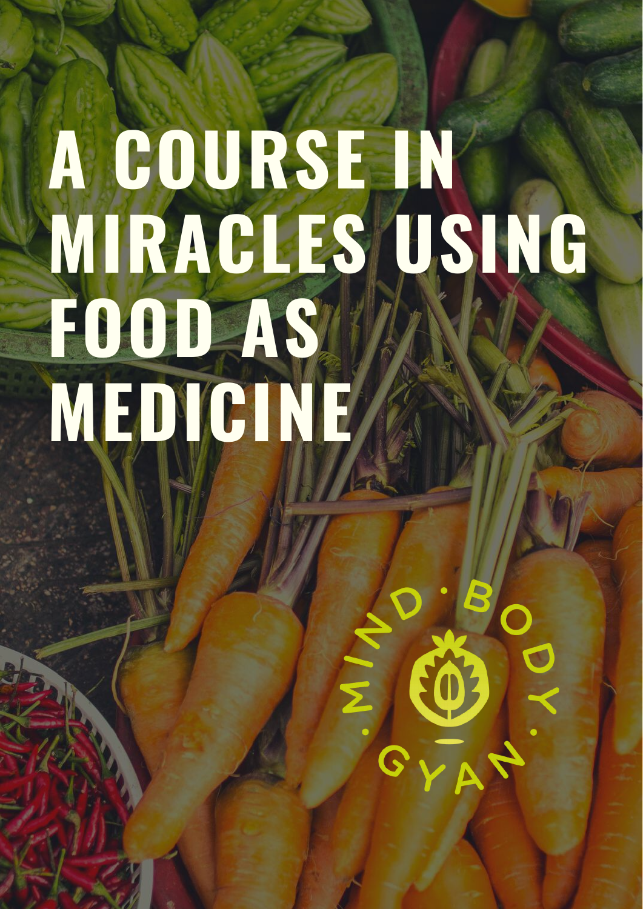# A COURSE IN MIRACLES USING FOOD AS MEDICINE

MIND · BODY · GYAN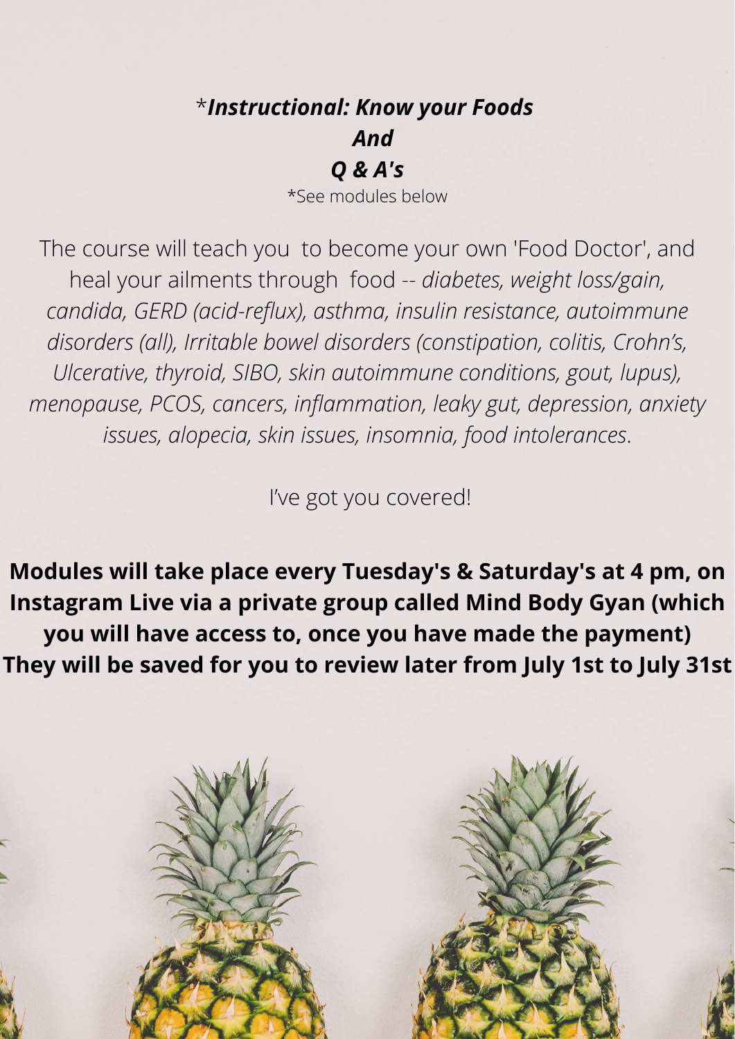*_**Instructional: Know your Foods**_

_**And**_

_**Q & A's**_

*See modules below

The course will teach you to become your own 'Food Doctor', and heal your ailments through food -- *diabetes, weight loss/gain, candida, GERD (acid-reflux), asthma, insulin resistance, autoimmune disorders (all), Irritable bowel disorders (constipation, colitis, Crohn's, Ulcerative, thyroid, SIBO, skin autoimmune conditions, gout, lupus), menopause, PCOS, cancers, inflammation, leaky gut, depression, anxiety issues, alopecia, skin issues, insomnia, food intolerances*.

I've got you covered!

**Modules will take place every Tuesday's & Saturday's at 4 pm, on Instagram Live via a private group called Mind Body Gyan (which you will have access to, once you have made the payment) They will be saved for you to review later from July 1st to July 31st**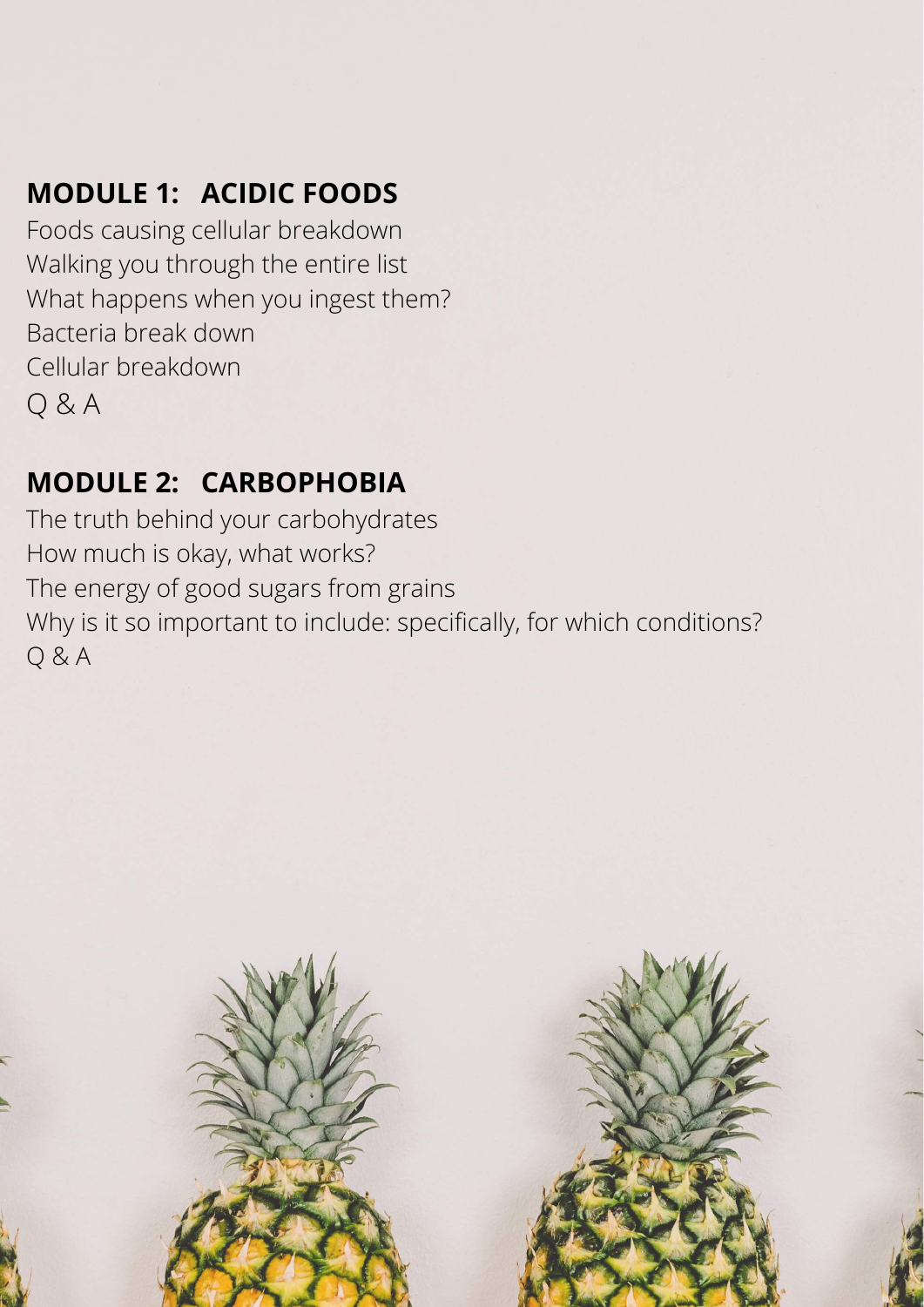## MODULE 1: ACIDIC FOODS

Foods causing cellular breakdown
Walking you through the entire list
What happens when you ingest them?
Bacteria break down
Cellular breakdown
Q & A

## MODULE 2: CARBOPHOBIA

The truth behind your carbohydrates
How much is okay, what works?
The energy of good sugars from grains
Why is it so important to include: specifically, for which conditions?
Q & A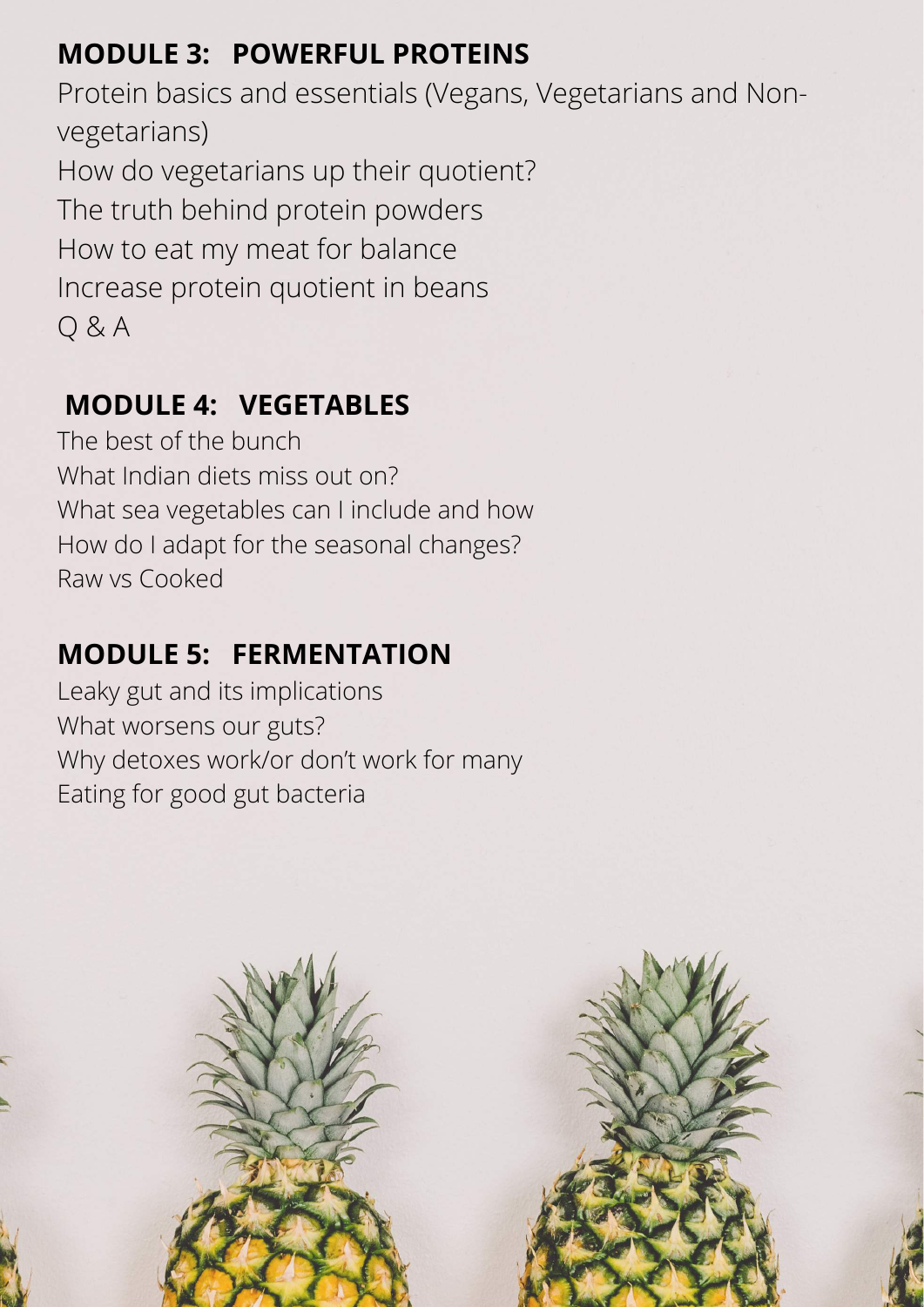## MODULE 3: POWERFUL PROTEINS

Protein basics and essentials (Vegans, Vegetarians and Non-vegetarians)
How do vegetarians up their quotient?
The truth behind protein powders
How to eat my meat for balance
Increase protein quotient in beans
Q & A

## MODULE 4: VEGETABLES

The best of the bunch
What Indian diets miss out on?
What sea vegetables can I include and how
How do I adapt for the seasonal changes?
Raw vs Cooked

## MODULE 5: FERMENTATION

Leaky gut and its implications
What worsens our guts?
Why detoxes work/or don't work for many
Eating for good gut bacteria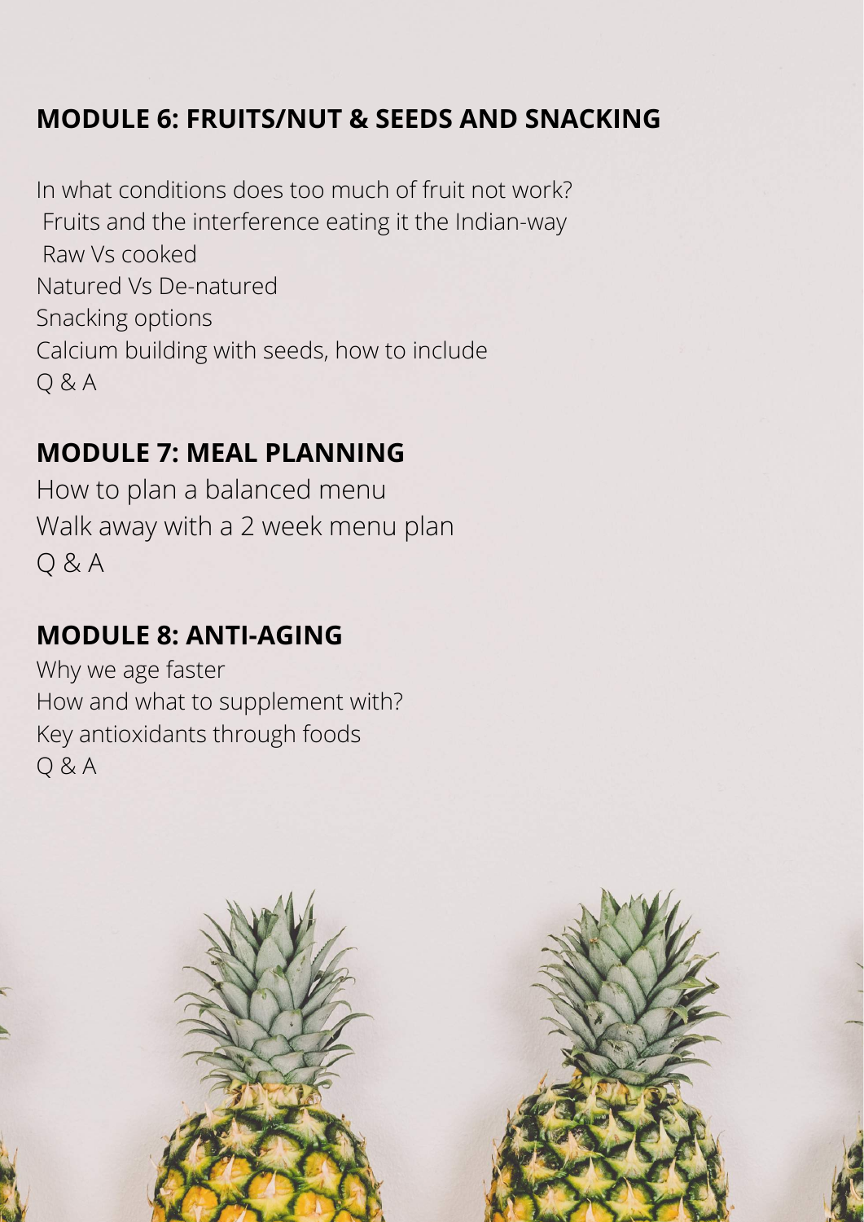## MODULE 6: FRUITS/NUT & SEEDS AND SNACKING

In what conditions does too much of fruit not work?
Fruits and the interference eating it the Indian-way
Raw Vs cooked
Natured Vs De-natured
Snacking options
Calcium building with seeds, how to include
Q & A

## MODULE 7: MEAL PLANNING

How to plan a balanced menu
Walk away with a 2 week menu plan
Q & A

## MODULE 8: ANTI-AGING

Why we age faster
How and what to supplement with?
Key antioxidants through foods
Q & A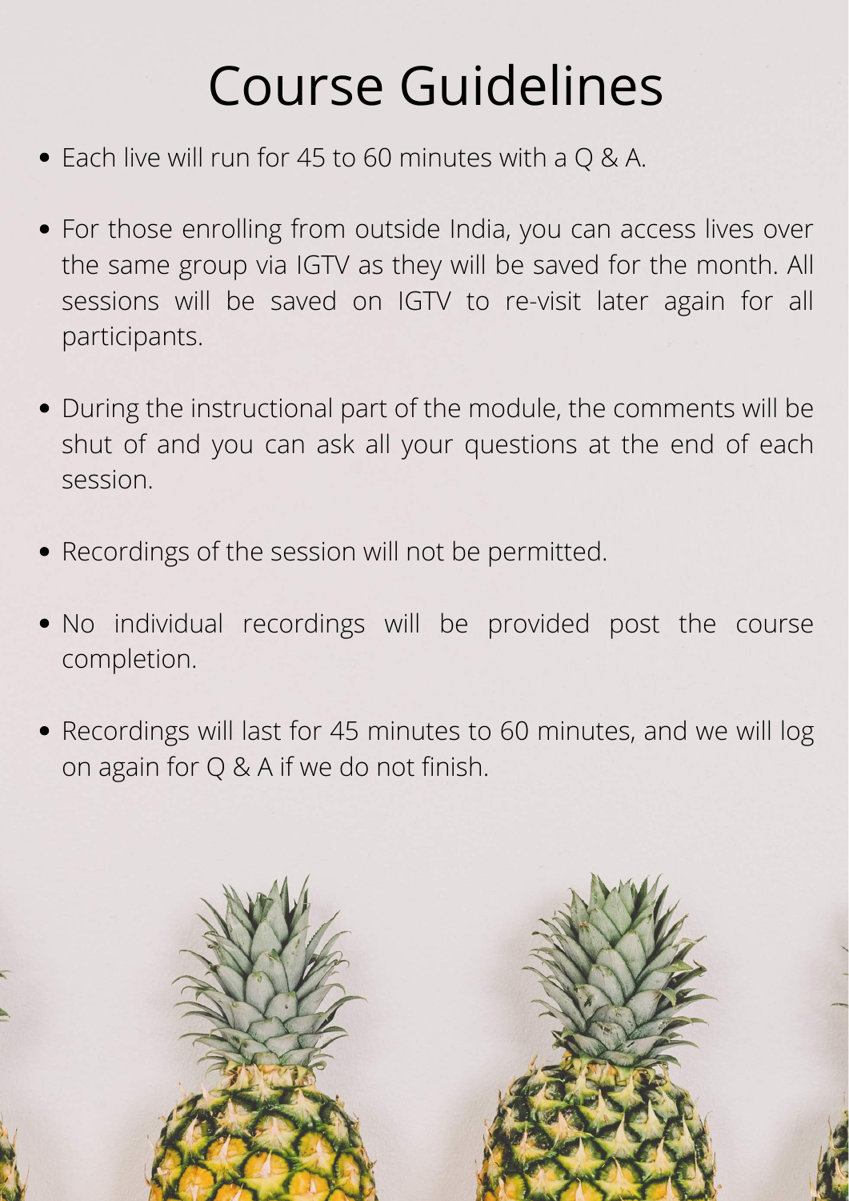# Course Guidelines

- Each live will run for 45 to 60 minutes with a Q & A.
- For those enrolling from outside India, you can access lives over the same group via IGTV as they will be saved for the month. All sessions will be saved on IGTV to re-visit later again for all participants.
- During the instructional part of the module, the comments will be shut of and you can ask all your questions at the end of each session.
- Recordings of the session will not be permitted.
- No individual recordings will be provided post the course completion.
- Recordings will last for 45 minutes to 60 minutes, and we will log on again for Q & A if we do not finish.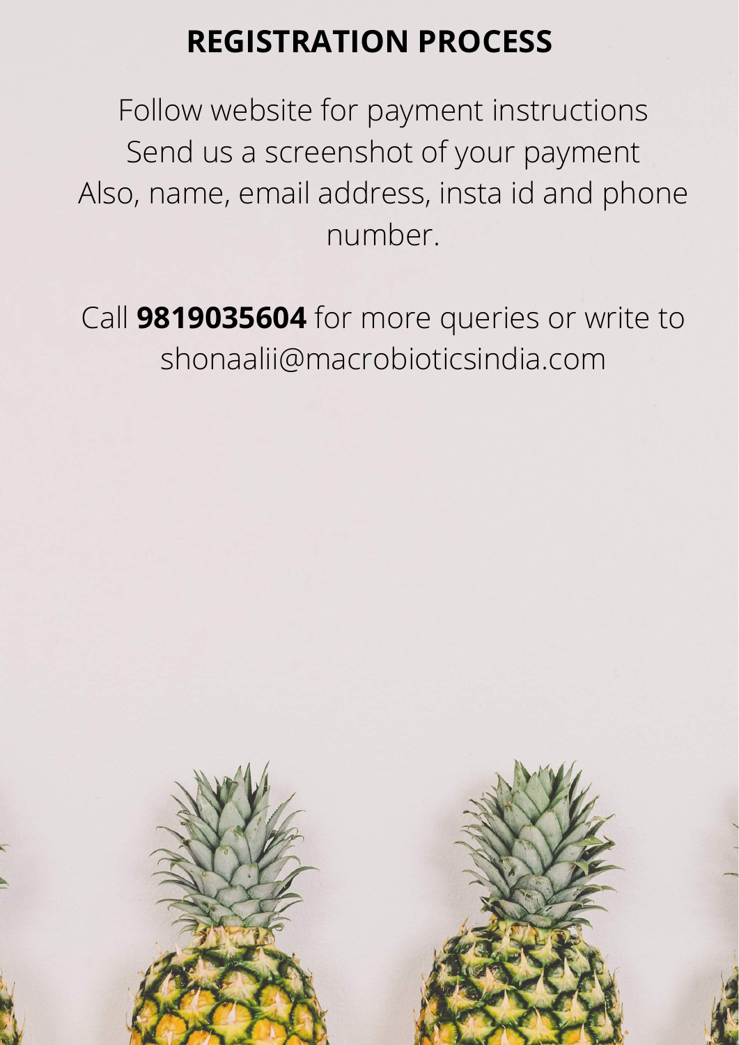# REGISTRATION PROCESS

Follow website for payment instructions
Send us a screenshot of your payment
Also, name, email address, insta id and phone number.

Call **9819035604** for more queries or write to shonaalii@macrobioticsindia.com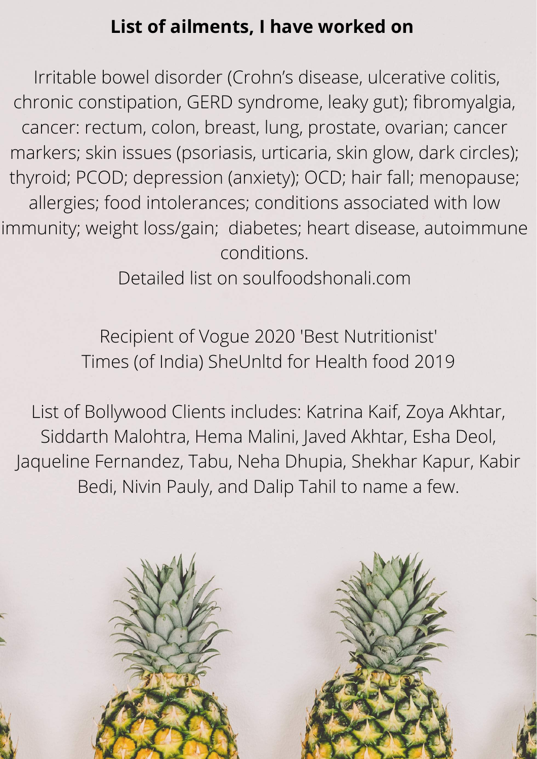**List of ailments, I have worked on**

Irritable bowel disorder (Crohn's disease, ulcerative colitis, chronic constipation, GERD syndrome, leaky gut); fibromyalgia, cancer: rectum, colon, breast, lung, prostate, ovarian; cancer markers; skin issues (psoriasis, urticaria, skin glow, dark circles); thyroid; PCOD; depression (anxiety); OCD; hair fall; menopause; allergies; food intolerances; conditions associated with low immunity; weight loss/gain; diabetes; heart disease, autoimmune conditions.

Detailed list on soulfoodshonali.com

Recipient of Vogue 2020 'Best Nutritionist'
Times (of India) SheUnltd for Health food 2019

List of Bollywood Clients includes: Katrina Kaif, Zoya Akhtar, Siddarth Malohtra, Hema Malini, Javed Akhtar, Esha Deol, Jaqueline Fernandez, Tabu, Neha Dhupia, Shekhar Kapur, Kabir Bedi, Nivin Pauly, and Dalip Tahil to name a few.